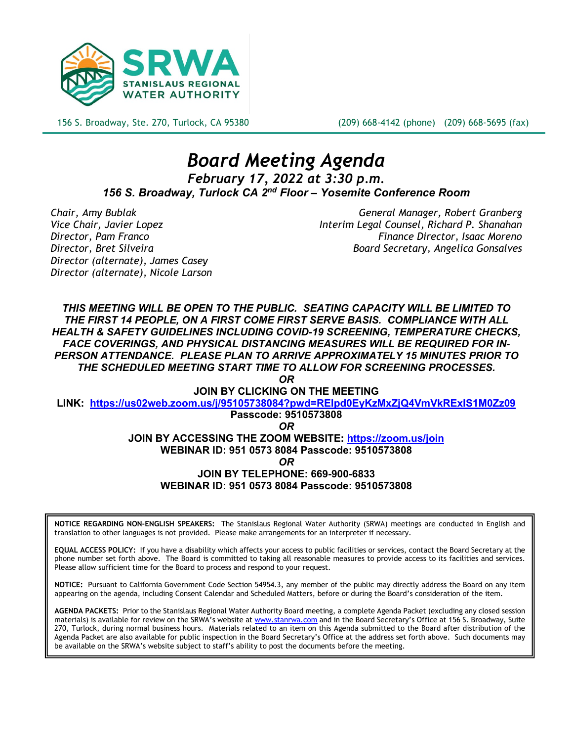**SRWA**
**STANISLAUS REGIONAL WATER AUTHORITY**

156 S. Broadway, Ste. 270, Turlock, CA 95380 (209) 668-4142 (phone) (209) 668-5695 (fax)

# *Board Meeting Agenda*

### *February 17, 2022 at 3:30 p.m.*

### *156 S. Broadway, Turlock CA 2nd Floor – Yosemite Conference Room*

*Chair, Amy Bublak*
*Vice Chair, Javier Lopez*
*Director, Pam Franco*
*Director, Bret Silveira*
*Director (alternate), James Casey*
*Director (alternate), Nicole Larson*

*General Manager, Robert Granberg*
*Interim Legal Counsel, Richard P. Shanahan*
*Finance Director, Isaac Moreno*
*Board Secretary, Angelica Gonsalves*

***THIS MEETING WILL BE OPEN TO THE PUBLIC. SEATING CAPACITY WILL BE LIMITED TO THE FIRST 14 PEOPLE, ON A FIRST COME FIRST SERVE BASIS. COMPLIANCE WITH ALL HEALTH & SAFETY GUIDELINES INCLUDING COVID-19 SCREENING, TEMPERATURE CHECKS, FACE COVERINGS, AND PHYSICAL DISTANCING MEASURES WILL BE REQUIRED FOR IN-PERSON ATTENDANCE. PLEASE PLAN TO ARRIVE APPROXIMATELY 15 MINUTES PRIOR TO THE SCHEDULED MEETING START TIME TO ALLOW FOR SCREENING PROCESSES.***

***OR***

**JOIN BY CLICKING ON THE MEETING LINK: https://us02web.zoom.us/j/95105738084?pwd=RElpd0EyKzMxZjQ4VmVkRExIS1M0Zz09**
**Passcode: 9510573808**

***OR***

**JOIN BY ACCESSING THE ZOOM WEBSITE: https://zoom.us/join**
**WEBINAR ID: 951 0573 8084 Passcode: 9510573808**

***OR***

**JOIN BY TELEPHONE: 669-900-6833**
**WEBINAR ID: 951 0573 8084 Passcode: 9510573808**

**NOTICE REGARDING NON-ENGLISH SPEAKERS:** The Stanislaus Regional Water Authority (SRWA) meetings are conducted in English and translation to other languages is not provided. Please make arrangements for an interpreter if necessary.

**EQUAL ACCESS POLICY:** If you have a disability which affects your access to public facilities or services, contact the Board Secretary at the phone number set forth above. The Board is committed to taking all reasonable measures to provide access to its facilities and services. Please allow sufficient time for the Board to process and respond to your request.

**NOTICE:** Pursuant to California Government Code Section 54954.3, any member of the public may directly address the Board on any item appearing on the agenda, including Consent Calendar and Scheduled Matters, before or during the Board's consideration of the item.

**AGENDA PACKETS:** Prior to the Stanislaus Regional Water Authority Board meeting, a complete Agenda Packet (excluding any closed session materials) is available for review on the SRWA's website at www.stanrwa.com and in the Board Secretary's Office at 156 S. Broadway, Suite 270, Turlock, during normal business hours. Materials related to an item on this Agenda submitted to the Board after distribution of the Agenda Packet are also available for public inspection in the Board Secretary's Office at the address set forth above. Such documents may be available on the SRWA's website subject to staff's ability to post the documents before the meeting.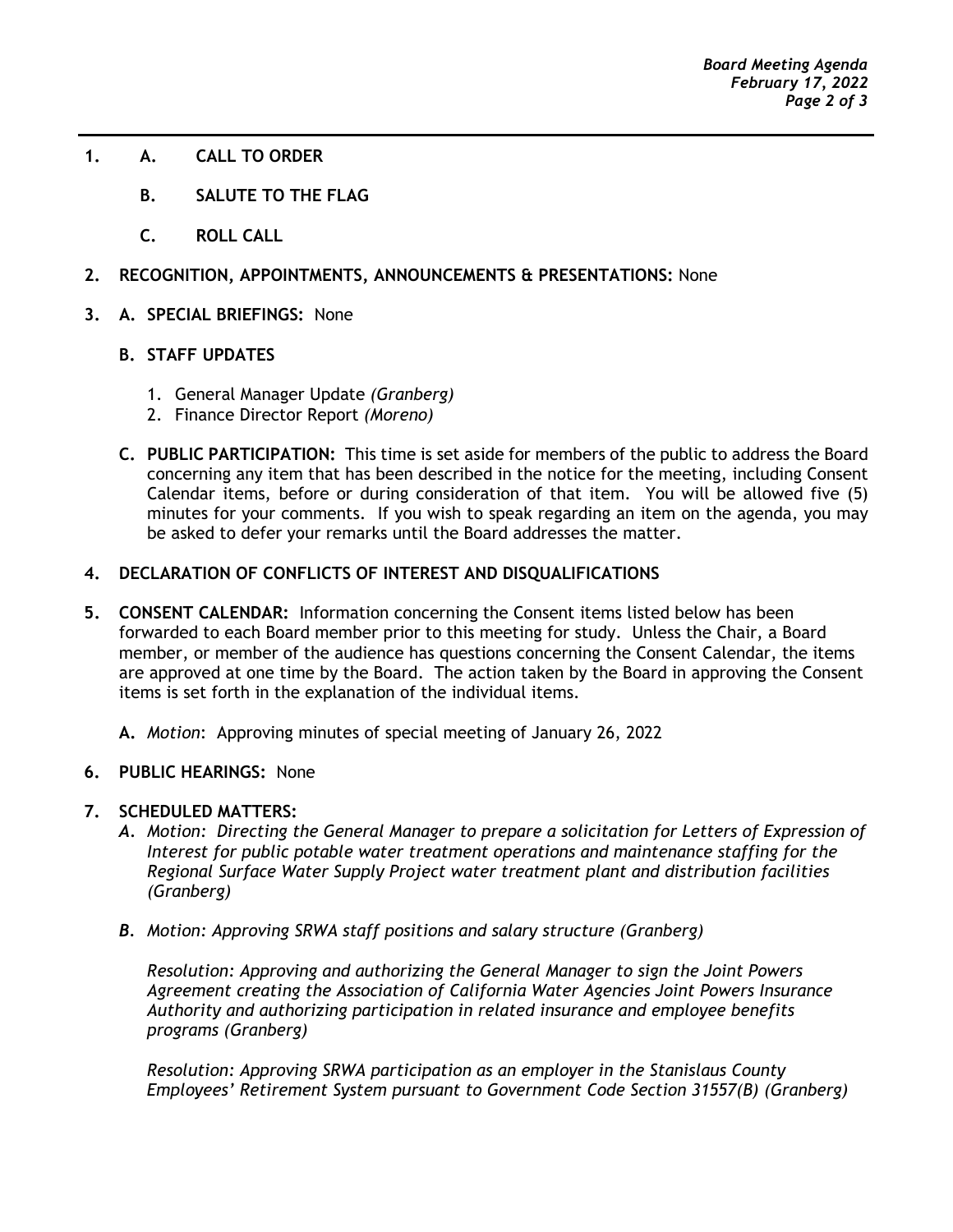**1. A. CALL TO ORDER**

**B. SALUTE TO THE FLAG**

**C. ROLL CALL**

**2. RECOGNITION, APPOINTMENTS, ANNOUNCEMENTS & PRESENTATIONS:** None

**3. A. SPECIAL BRIEFINGS:** None

**B. STAFF UPDATES**

1. General Manager Update *(Granberg)*
2. Finance Director Report *(Moreno)*

**C. PUBLIC PARTICIPATION:** This time is set aside for members of the public to address the Board concerning any item that has been described in the notice for the meeting, including Consent Calendar items, before or during consideration of that item. You will be allowed five (5) minutes for your comments. If you wish to speak regarding an item on the agenda, you may be asked to defer your remarks until the Board addresses the matter.

**4. DECLARATION OF CONFLICTS OF INTEREST AND DISQUALIFICATIONS**

**5. CONSENT CALENDAR:** Information concerning the Consent items listed below has been forwarded to each Board member prior to this meeting for study. Unless the Chair, a Board member, or member of the audience has questions concerning the Consent Calendar, the items are approved at one time by the Board. The action taken by the Board in approving the Consent items is set forth in the explanation of the individual items.

**A.** *Motion*: Approving minutes of special meeting of January 26, 2022

**6. PUBLIC HEARINGS:** None

**7. SCHEDULED MATTERS:**

*A. Motion: Directing the General Manager to prepare a solicitation for Letters of Expression of Interest for public potable water treatment operations and maintenance staffing for the Regional Surface Water Supply Project water treatment plant and distribution facilities (Granberg)*

***B****. Motion: Approving SRWA staff positions and salary structure (Granberg)*

*Resolution: Approving and authorizing the General Manager to sign the Joint Powers Agreement creating the Association of California Water Agencies Joint Powers Insurance Authority and authorizing participation in related insurance and employee benefits programs (Granberg)*

*Resolution: Approving SRWA participation as an employer in the Stanislaus County Employees' Retirement System pursuant to Government Code Section 31557(B) (Granberg)*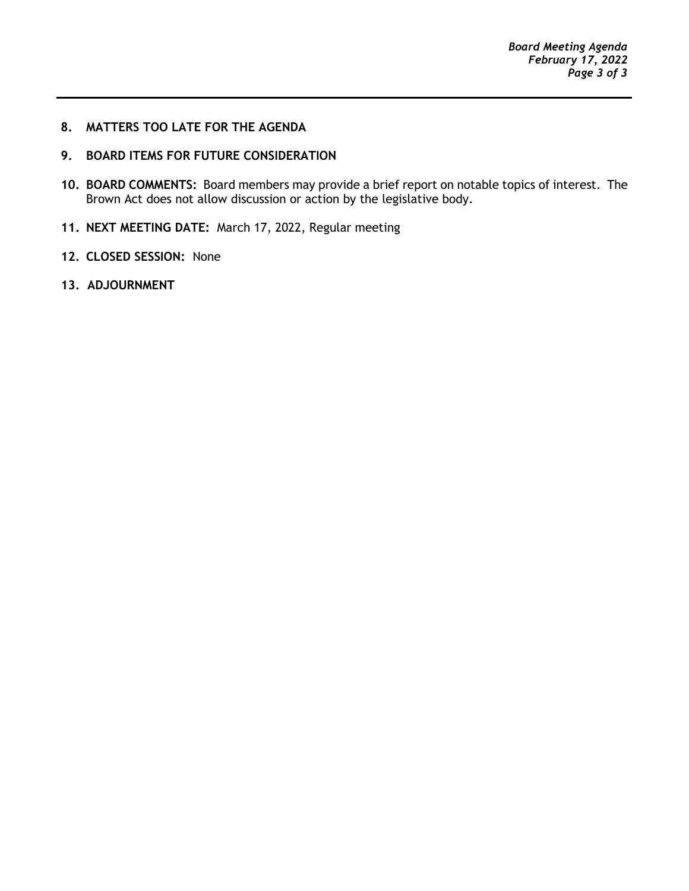**8. MATTERS TOO LATE FOR THE AGENDA**

**9. BOARD ITEMS FOR FUTURE CONSIDERATION**

**10. BOARD COMMENTS:** Board members may provide a brief report on notable topics of interest. The Brown Act does not allow discussion or action by the legislative body.

**11. NEXT MEETING DATE:** March 17, 2022, Regular meeting

**12. CLOSED SESSION:** None

**13. ADJOURNMENT**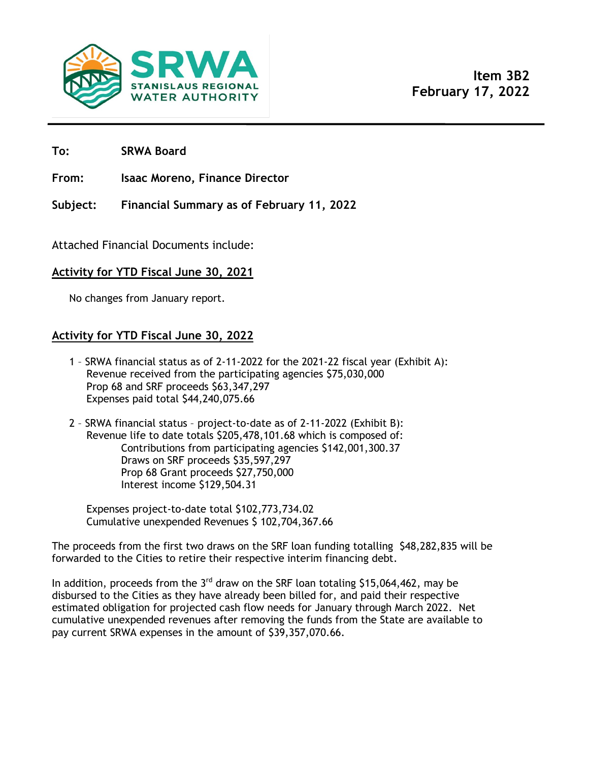SRWA STANISLAUS REGIONAL WATER AUTHORITY

**Item 3B2**
**February 17, 2022**

---

**To:** SRWA Board

**From:** Isaac Moreno, Finance Director

**Subject:** Financial Summary as of February 11, 2022

Attached Financial Documents include:

## Activity for YTD Fiscal June 30, 2021

No changes from January report.

## Activity for YTD Fiscal June 30, 2022

1 – SRWA financial status as of 2-11-2022 for the 2021-22 fiscal year (Exhibit A):
Revenue received from the participating agencies $75,030,000
Prop 68 and SRF proceeds $63,347,297
Expenses paid total $44,240,075.66

2 – SRWA financial status – project-to-date as of 2-11-2022 (Exhibit B):
Revenue life to date totals $205,478,101.68 which is composed of:
Contributions from participating agencies $142,001,300.37
Draws on SRF proceeds $35,597,297
Prop 68 Grant proceeds $27,750,000
Interest income $129,504.31

Expenses project-to-date total $102,773,734.02
Cumulative unexpended Revenues $ 102,704,367.66

The proceeds from the first two draws on the SRF loan funding totalling $48,282,835 will be forwarded to the Cities to retire their respective interim financing debt.

In addition, proceeds from the 3rd draw on the SRF loan totaling $15,064,462, may be disbursed to the Cities as they have already been billed for, and paid their respective estimated obligation for projected cash flow needs for January through March 2022. Net cumulative unexpended revenues after removing the funds from the State are available to pay current SRWA expenses in the amount of $39,357,070.66.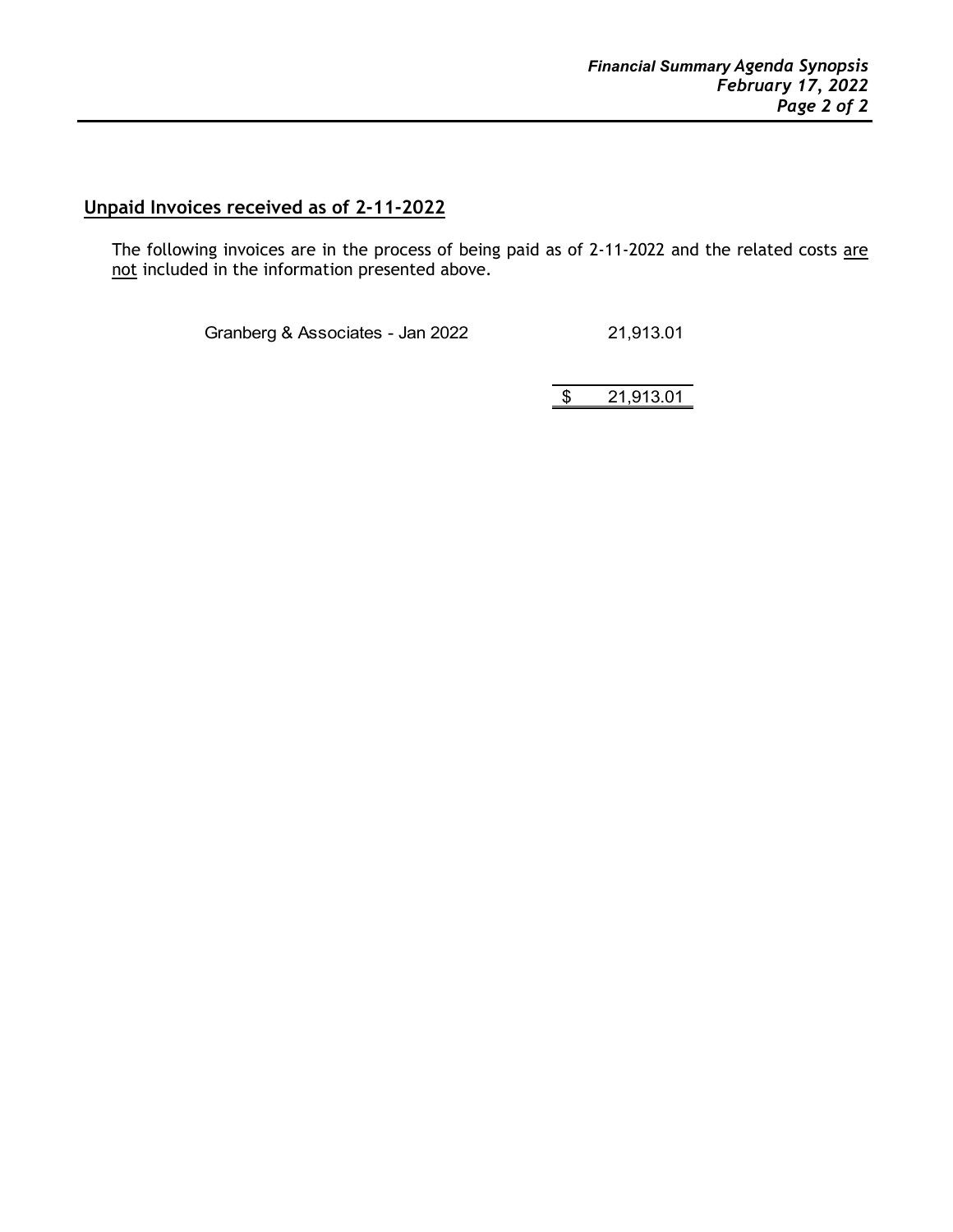## Unpaid Invoices received as of 2-11-2022

The following invoices are in the process of being paid as of 2-11-2022 and the related costs are not included in the information presented above.

| | |
|---|---|
| Granberg & Associates - Jan 2022 | 21,913.01 |
| | $ 21,913.01 |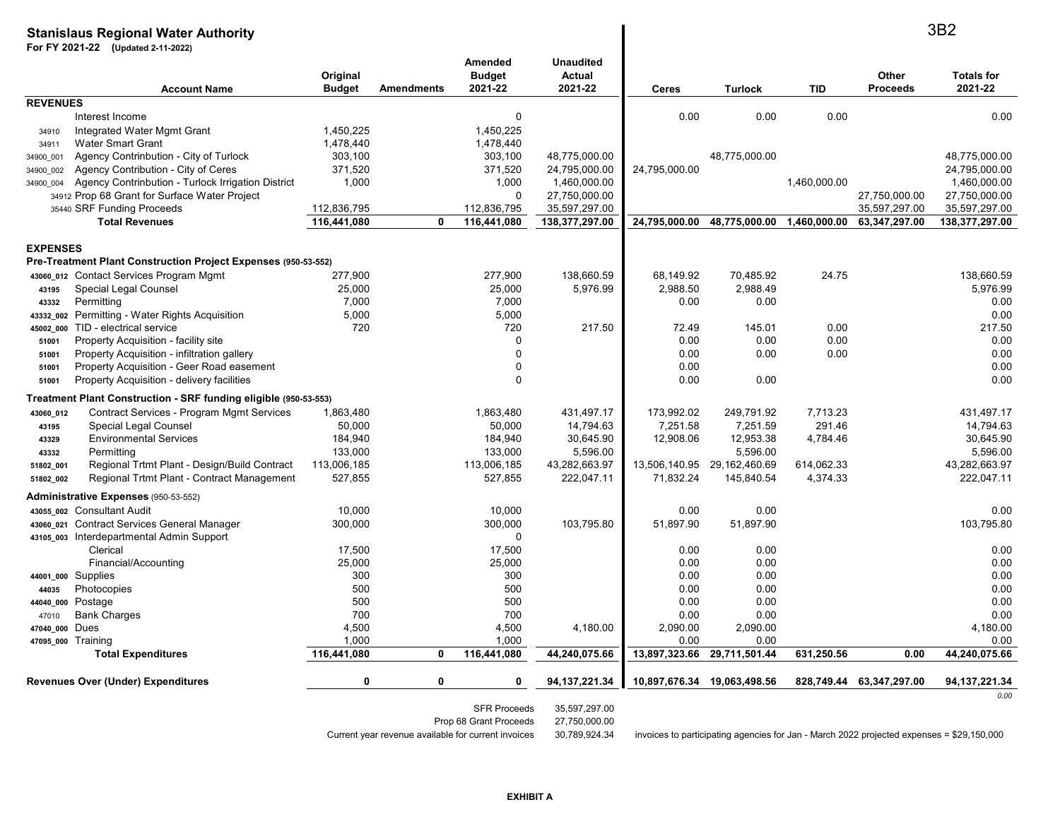# Stanislaus Regional Water Authority

**For FY 2021-22 (Updated 2-11-2022)**

3B2

| | Account Name | Original Budget | Amendments | Amended Budget 2021-22 | Unaudited Actual 2021-22 | Ceres | Turlock | TID | Other Proceeds | Totals for 2021-22 |
|---|---|---|---|---|---|---|---|---|---|---|
| **REVENUES** | | | | | | | | | | |
| | Interest Income | | | 0 | | 0.00 | 0.00 | 0.00 | | 0.00 |
| 34910 | Integrated Water Mgmt Grant | 1,450,225 | | 1,450,225 | | | | | | |
| 34911 | Water Smart Grant | 1,478,440 | | 1,478,440 | | | | | | |
| 34900_001 | Agency Contrinbution - City of Turlock | 303,100 | | 303,100 | 48,775,000.00 | | 48,775,000.00 | | | 48,775,000.00 |
| 34900_002 | Agency Contribution - City of Ceres | 371,520 | | 371,520 | 24,795,000.00 | 24,795,000.00 | | | | 24,795,000.00 |
| 34900_004 | Agency Contrinbution - Turlock Irrigation District | 1,000 | | 1,000 | 1,460,000.00 | | | 1,460,000.00 | | 1,460,000.00 |
| 34912 | Prop 68 Grant for Surface Water Project | | | 0 | 27,750,000.00 | | | | 27,750,000.00 | 27,750,000.00 |
| 35440 | SRF Funding Proceeds | 112,836,795 | | 112,836,795 | 35,597,297.00 | | | | 35,597,297.00 | 35,597,297.00 |
| | **Total Revenues** | **116,441,080** | **0** | **116,441,080** | **138,377,297.00** | **24,795,000.00** | **48,775,000.00** | **1,460,000.00** | **63,347,297.00** | **138,377,297.00** |
| **EXPENSES** | | | | | | | | | | |
| **Pre-Treatment Plant Construction Project Expenses (950-53-552)** | | | | | | | | | | |
| 43060_012 | Contact Services Program Mgmt | 277,900 | | 277,900 | 138,660.59 | 68,149.92 | 70,485.92 | 24.75 | | 138,660.59 |
| 43195 | Special Legal Counsel | 25,000 | | 25,000 | 5,976.99 | 2,988.50 | 2,988.49 | | | 5,976.99 |
| 43332 | Permitting | 7,000 | | 7,000 | | 0.00 | 0.00 | | | 0.00 |
| 43332_002 | Permitting - Water Rights Acquisition | 5,000 | | 5,000 | | | | | | 0.00 |
| 45002_000 | TID - electrical service | 720 | | 720 | 217.50 | 72.49 | 145.01 | 0.00 | | 217.50 |
| 51001 | Property Acquisition - facility site | | | 0 | | 0.00 | 0.00 | 0.00 | | 0.00 |
| 51001 | Property Acquisition - infiltration gallery | | | 0 | | 0.00 | 0.00 | 0.00 | | 0.00 |
| 51001 | Property Acquisition - Geer Road easement | | | 0 | | 0.00 | | | | 0.00 |
| 51001 | Property Acquisition - delivery facilities | | | 0 | | 0.00 | 0.00 | | | 0.00 |
| **Treatment Plant Construction - SRF funding eligible (950-53-553)** | | | | | | | | | | |
| 43060_012 | Contract Services - Program Mgmt Services | 1,863,480 | | 1,863,480 | 431,497.17 | 173,992.02 | 249,791.92 | 7,713.23 | | 431,497.17 |
| 43195 | Special Legal Counsel | 50,000 | | 50,000 | 14,794.63 | 7,251.58 | 7,251.59 | 291.46 | | 14,794.63 |
| 43329 | Environmental Services | 184,940 | | 184,940 | 30,645.90 | 12,908.06 | 12,953.38 | 4,784.46 | | 30,645.90 |
| 43332 | Permitting | 133,000 | | 133,000 | 5,596.00 | | 5,596.00 | | | 5,596.00 |
| 51802_001 | Regional Trtmt Plant - Design/Build Contract | 113,006,185 | | 113,006,185 | 43,282,663.97 | 13,506,140.95 | 29,162,460.69 | 614,062.33 | | 43,282,663.97 |
| 51802_002 | Regional Trtmt Plant - Contract Management | 527,855 | | 527,855 | 222,047.11 | 71,832.24 | 145,840.54 | 4,374.33 | | 222,047.11 |
| **Administrative Expenses (950-53-552)** | | | | | | | | | | |
| 43055_002 | Consultant Audit | 10,000 | | 10,000 | | 0.00 | 0.00 | | | 0.00 |
| 43060_021 | Contract Services General Manager | 300,000 | | 300,000 | 103,795.80 | 51,897.90 | 51,897.90 | | | 103,795.80 |
| 43105_003 | Interdepartmental Admin Support | | | 0 | | | | | | |
| | Clerical | 17,500 | | 17,500 | | 0.00 | 0.00 | | | 0.00 |
| | Financial/Accounting | 25,000 | | 25,000 | | 0.00 | 0.00 | | | 0.00 |
| 44001_000 | Supplies | 300 | | 300 | | 0.00 | 0.00 | | | 0.00 |
| 44035 | Photocopies | 500 | | 500 | | 0.00 | 0.00 | | | 0.00 |
| 44040_000 | Postage | 500 | | 500 | | 0.00 | 0.00 | | | 0.00 |
| 47010 | Bank Charges | 700 | | 700 | | 0.00 | 0.00 | | | 0.00 |
| 47040_000 | Dues | 4,500 | | 4,500 | 4,180.00 | 2,090.00 | 2,090.00 | | | 4,180.00 |
| 47095_000 | Training | 1,000 | | 1,000 | | 0.00 | 0.00 | | | 0.00 |
| | **Total Expenditures** | **116,441,080** | **0** | **116,441,080** | **44,240,075.66** | **13,897,323.66** | **29,711,501.44** | **631,250.56** | **0.00** | **44,240,075.66** |
| **Revenues Over (Under) Expenditures** | | **0** | **0** | **0** | **94,137,221.34** | **10,897,676.34** | **19,063,498.56** | **828,749.44** | **63,347,297.00** | **94,137,221.34** |
| | | | | | | | | | | *0.00* |

| | |
|---|---|
| SFR Proceeds | 35,597,297.00 |
| Prop 68 Grant Proceeds | 27,750,000.00 |
| Current year revenue available for current invoices | 30,789,924.34 |

invoices to participating agencies for Jan - March 2022 projected expenses = $29,150,000

**EXHIBIT A**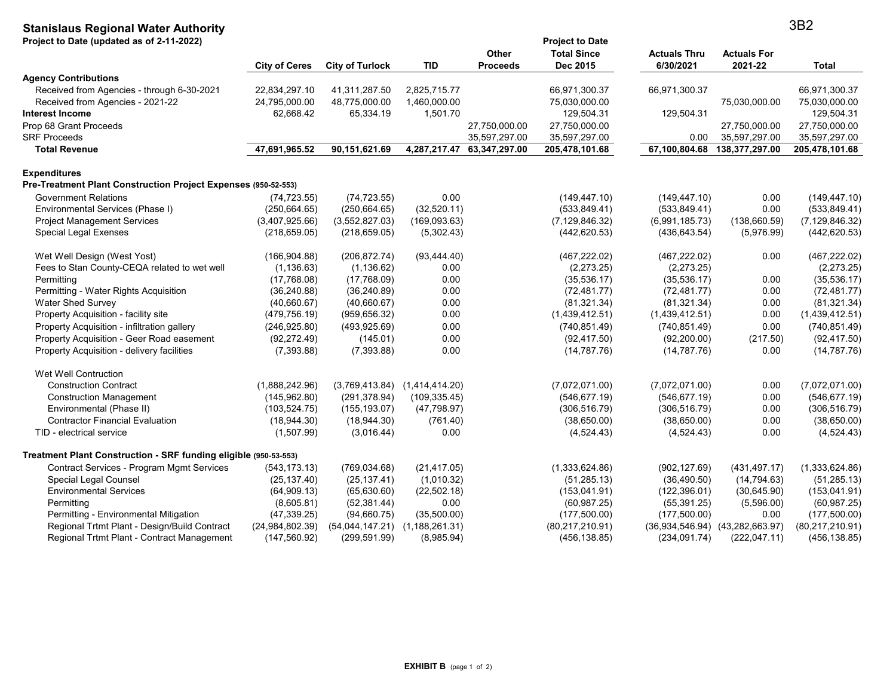# Stanislaus Regional Water Authority

**Project to Date (updated as of 2-11-2022)**

| | City of Ceres | City of Turlock | TID | Other Proceeds | Project to Date Total Since Dec 2015 | Actuals Thru 6/30/2021 | Actuals For 2021-22 | Total |
|---|---|---|---|---|---|---|---|---|
| **Agency Contributions** | | | | | | | | |
| Received from Agencies - through 6-30-2021 | 22,834,297.10 | 41,311,287.50 | 2,825,715.77 | | 66,971,300.37 | 66,971,300.37 | | 66,971,300.37 |
| Received from Agencies - 2021-22 | 24,795,000.00 | 48,775,000.00 | 1,460,000.00 | | 75,030,000.00 | | 75,030,000.00 | 75,030,000.00 |
| **Interest Income** | 62,668.42 | 65,334.19 | 1,501.70 | | 129,504.31 | 129,504.31 | | 129,504.31 |
| Prop 68 Grant Proceeds | | | | 27,750,000.00 | 27,750,000.00 | | 27,750,000.00 | 27,750,000.00 |
| SRF Proceeds | | | | 35,597,297.00 | 35,597,297.00 | 0.00 | 35,597,297.00 | 35,597,297.00 |
| **Total Revenue** | **47,691,965.52** | **90,151,621.69** | **4,287,217.47** | **63,347,297.00** | **205,478,101.68** | **67,100,804.68** | **138,377,297.00** | **205,478,101.68** |
| | | | | | | | | |
| **Expenditures** | | | | | | | | |
| **Pre-Treatment Plant Construction Project Expenses (950-52-553)** | | | | | | | | |
| Government Relations | (74,723.55) | (74,723.55) | 0.00 | | (149,447.10) | (149,447.10) | 0.00 | (149,447.10) |
| Environmental Services (Phase I) | (250,664.65) | (250,664.65) | (32,520.11) | | (533,849.41) | (533,849.41) | 0.00 | (533,849.41) |
| Project Management Services | (3,407,925.66) | (3,552,827.03) | (169,093.63) | | (7,129,846.32) | (6,991,185.73) | (138,660.59) | (7,129,846.32) |
| Special Legal Exenses | (218,659.05) | (218,659.05) | (5,302.43) | | (442,620.53) | (436,643.54) | (5,976.99) | (442,620.53) |
| | | | | | | | | |
| Wet Well Design (West Yost) | (166,904.88) | (206,872.74) | (93,444.40) | | (467,222.02) | (467,222.02) | 0.00 | (467,222.02) |
| Fees to Stan County-CEQA related to wet well | (1,136.63) | (1,136.62) | 0.00 | | (2,273.25) | (2,273.25) | | (2,273.25) |
| Permitting | (17,768.08) | (17,768.09) | 0.00 | | (35,536.17) | (35,536.17) | 0.00 | (35,536.17) |
| Permitting - Water Rights Acquisition | (36,240.88) | (36,240.89) | 0.00 | | (72,481.77) | (72,481.77) | 0.00 | (72,481.77) |
| Water Shed Survey | (40,660.67) | (40,660.67) | 0.00 | | (81,321.34) | (81,321.34) | 0.00 | (81,321.34) |
| Property Acquisition - facility site | (479,756.19) | (959,656.32) | 0.00 | | (1,439,412.51) | (1,439,412.51) | 0.00 | (1,439,412.51) |
| Property Acquisition - infiltration gallery | (246,925.80) | (493,925.69) | 0.00 | | (740,851.49) | (740,851.49) | 0.00 | (740,851.49) |
| Property Acquisition - Geer Road easement | (92,272.49) | (145.01) | 0.00 | | (92,417.50) | (92,200.00) | (217.50) | (92,417.50) |
| Property Acquisition - delivery facilities | (7,393.88) | (7,393.88) | 0.00 | | (14,787.76) | (14,787.76) | 0.00 | (14,787.76) |
| | | | | | | | | |
| Wet Well Contruction | | | | | | | | |
| Construction Contract | (1,888,242.96) | (3,769,413.84) | (1,414,414.20) | | (7,072,071.00) | (7,072,071.00) | 0.00 | (7,072,071.00) |
| Construction Management | (145,962.80) | (291,378.94) | (109,335.45) | | (546,677.19) | (546,677.19) | 0.00 | (546,677.19) |
| Environmental (Phase II) | (103,524.75) | (155,193.07) | (47,798.97) | | (306,516.79) | (306,516.79) | 0.00 | (306,516.79) |
| Contractor Financial Evaluation | (18,944.30) | (18,944.30) | (761.40) | | (38,650.00) | (38,650.00) | 0.00 | (38,650.00) |
| TID - electrical service | (1,507.99) | (3,016.44) | 0.00 | | (4,524.43) | (4,524.43) | 0.00 | (4,524.43) |
| | | | | | | | | |
| **Treatment Plant Construction - SRF funding eligible (950-53-553)** | | | | | | | | |
| Contract Services - Program Mgmt Services | (543,173.13) | (769,034.68) | (21,417.05) | | (1,333,624.86) | (902,127.69) | (431,497.17) | (1,333,624.86) |
| Special Legal Counsel | (25,137.40) | (25,137.41) | (1,010.32) | | (51,285.13) | (36,490.50) | (14,794.63) | (51,285.13) |
| Environmental Services | (64,909.13) | (65,630.60) | (22,502.18) | | (153,041.91) | (122,396.01) | (30,645.90) | (153,041.91) |
| Permitting | (8,605.81) | (52,381.44) | 0.00 | | (60,987.25) | (55,391.25) | (5,596.00) | (60,987.25) |
| Permitting - Environmental Mitigation | (47,339.25) | (94,660.75) | (35,500.00) | | (177,500.00) | (177,500.00) | 0.00 | (177,500.00) |
| Regional Trtmt Plant - Design/Build Contract | (24,984,802.39) | (54,044,147.21) | (1,188,261.31) | | (80,217,210.91) | (36,934,546.94) | (43,282,663.97) | (80,217,210.91) |
| Regional Trtmt Plant - Contract Management | (147,560.92) | (299,591.99) | (8,985.94) | | (456,138.85) | (234,091.74) | (222,047.11) | (456,138.85) |

**EXHIBIT B** (page 1 of 2)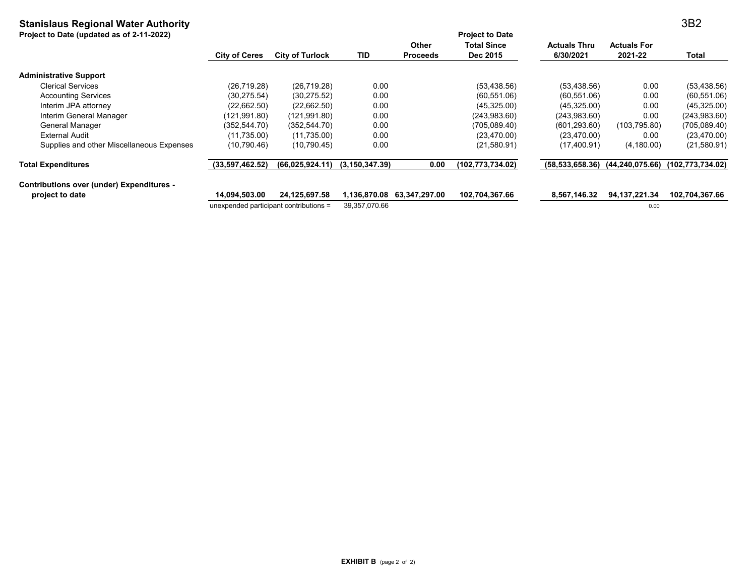**Stanislaus Regional Water Authority** 3B2

**Project to Date (updated as of 2-11-2022)**

| | City of Ceres | City of Turlock | TID | Other Proceeds | Project to Date Total Since Dec 2015 | Actuals Thru 6/30/2021 | Actuals For 2021-22 | Total |
|---|---|---|---|---|---|---|---|---|
| **Administrative Support** | | | | | | | | |
| Clerical Services | (26,719.28) | (26,719.28) | 0.00 | | (53,438.56) | (53,438.56) | 0.00 | (53,438.56) |
| Accounting Services | (30,275.54) | (30,275.52) | 0.00 | | (60,551.06) | (60,551.06) | 0.00 | (60,551.06) |
| Interim JPA attorney | (22,662.50) | (22,662.50) | 0.00 | | (45,325.00) | (45,325.00) | 0.00 | (45,325.00) |
| Interim General Manager | (121,991.80) | (121,991.80) | 0.00 | | (243,983.60) | (243,983.60) | 0.00 | (243,983.60) |
| General Manager | (352,544.70) | (352,544.70) | 0.00 | | (705,089.40) | (601,293.60) | (103,795.80) | (705,089.40) |
| External Audit | (11,735.00) | (11,735.00) | 0.00 | | (23,470.00) | (23,470.00) | 0.00 | (23,470.00) |
| Supplies and other Miscellaneous Expenses | (10,790.46) | (10,790.45) | 0.00 | | (21,580.91) | (17,400.91) | (4,180.00) | (21,580.91) |
| **Total Expenditures** | **(33,597,462.52)** | **(66,025,924.11)** | **(3,150,347.39)** | **0.00** | **(102,773,734.02)** | **(58,533,658.36)** | **(44,240,075.66)** | **(102,773,734.02)** |
| **Contributions over (under) Expenditures - project to date** | **14,094,503.00** | **24,125,697.58** | **1,136,870.08** | **63,347,297.00** | **102,704,367.66** | **8,567,146.32** | **94,137,221.34** | **102,704,367.66** |
| | unexpended participant contributions = | | 39,357,070.66 | | | | 0.00 | |

**EXHIBIT B** (page 2 of 2)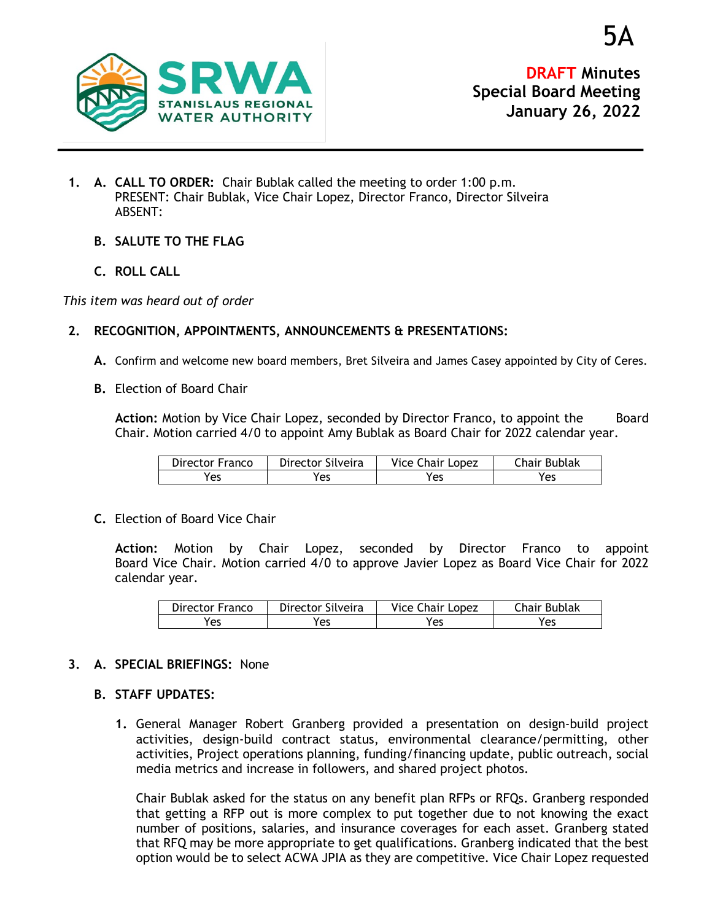5A

**DRAFT Minutes**
**Special Board Meeting**
**January 26, 2022**

1. **A. CALL TO ORDER:** Chair Bublak called the meeting to order 1:00 p.m.
PRESENT: Chair Bublak, Vice Chair Lopez, Director Franco, Director Silveira
ABSENT:

   **B. SALUTE TO THE FLAG**

   **C. ROLL CALL**

*This item was heard out of order*

2. **RECOGNITION, APPOINTMENTS, ANNOUNCEMENTS & PRESENTATIONS:**

   **A.** Confirm and welcome new board members, Bret Silveira and James Casey appointed by City of Ceres.

   **B.** Election of Board Chair

   **Action:** Motion by Vice Chair Lopez, seconded by Director Franco, to appoint the Board Chair. Motion carried 4/0 to appoint Amy Bublak as Board Chair for 2022 calendar year.

| Director Franco | Director Silveira | Vice Chair Lopez | Chair Bublak |
|---|---|---|---|
| Yes | Yes | Yes | Yes |

   **C.** Election of Board Vice Chair

   **Action:** Motion by Chair Lopez, seconded by Director Franco to appoint Board Vice Chair. Motion carried 4/0 to approve Javier Lopez as Board Vice Chair for 2022 calendar year.

| Director Franco | Director Silveira | Vice Chair Lopez | Chair Bublak |
|---|---|---|---|
| Yes | Yes | Yes | Yes |

3. **A. SPECIAL BRIEFINGS:** None

   **B. STAFF UPDATES:**

   1. General Manager Robert Granberg provided a presentation on design-build project activities, design-build contract status, environmental clearance/permitting, other activities, Project operations planning, funding/financing update, public outreach, social media metrics and increase in followers, and shared project photos.

      Chair Bublak asked for the status on any benefit plan RFPs or RFQs. Granberg responded that getting a RFP out is more complex to put together due to not knowing the exact number of positions, salaries, and insurance coverages for each asset. Granberg stated that RFQ may be more appropriate to get qualifications. Granberg indicated that the best option would be to select ACWA JPIA as they are competitive. Vice Chair Lopez requested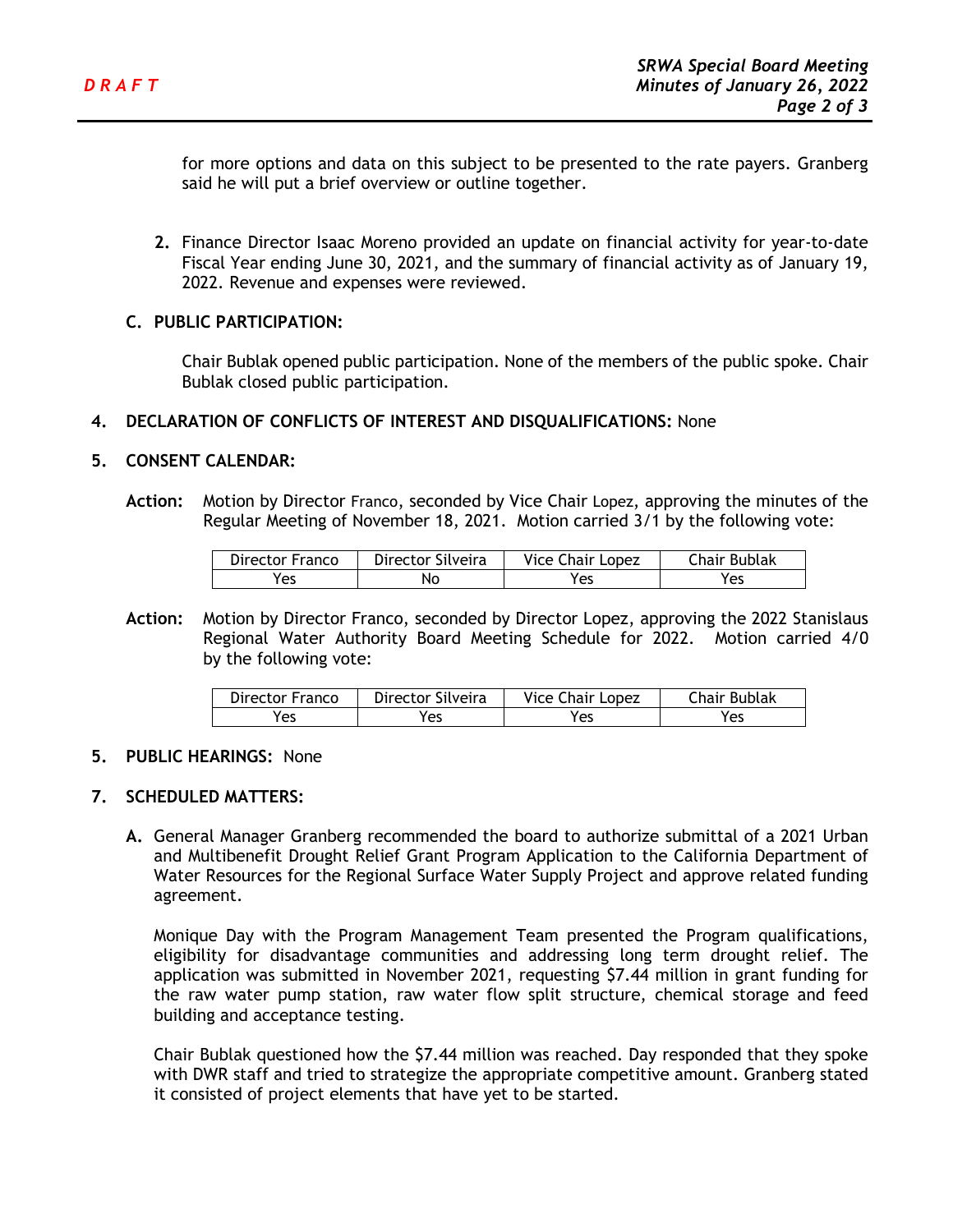**D R A F T**

for more options and data on this subject to be presented to the rate payers. Granberg said he will put a brief overview or outline together.

2. Finance Director Isaac Moreno provided an update on financial activity for year-to-date Fiscal Year ending June 30, 2021, and the summary of financial activity as of January 19, 2022. Revenue and expenses were reviewed.

**C. PUBLIC PARTICIPATION:**

Chair Bublak opened public participation. None of the members of the public spoke. Chair Bublak closed public participation.

**4. DECLARATION OF CONFLICTS OF INTEREST AND DISQUALIFICATIONS:** None

**5. CONSENT CALENDAR:**

**Action:** Motion by Director Franco, seconded by Vice Chair Lopez, approving the minutes of the Regular Meeting of November 18, 2021. Motion carried 3/1 by the following vote:

| Director Franco | Director Silveira | Vice Chair Lopez | Chair Bublak |
|---|---|---|---|
| Yes | No | Yes | Yes |

**Action:** Motion by Director Franco, seconded by Director Lopez, approving the 2022 Stanislaus Regional Water Authority Board Meeting Schedule for 2022. Motion carried 4/0 by the following vote:

| Director Franco | Director Silveira | Vice Chair Lopez | Chair Bublak |
|---|---|---|---|
| Yes | Yes | Yes | Yes |

**5. PUBLIC HEARINGS:** None

**7. SCHEDULED MATTERS:**

**A.** General Manager Granberg recommended the board to authorize submittal of a 2021 Urban and Multibenefit Drought Relief Grant Program Application to the California Department of Water Resources for the Regional Surface Water Supply Project and approve related funding agreement.

Monique Day with the Program Management Team presented the Program qualifications, eligibility for disadvantage communities and addressing long term drought relief. The application was submitted in November 2021, requesting $7.44 million in grant funding for the raw water pump station, raw water flow split structure, chemical storage and feed building and acceptance testing.

Chair Bublak questioned how the $7.44 million was reached. Day responded that they spoke with DWR staff and tried to strategize the appropriate competitive amount. Granberg stated it consisted of project elements that have yet to be started.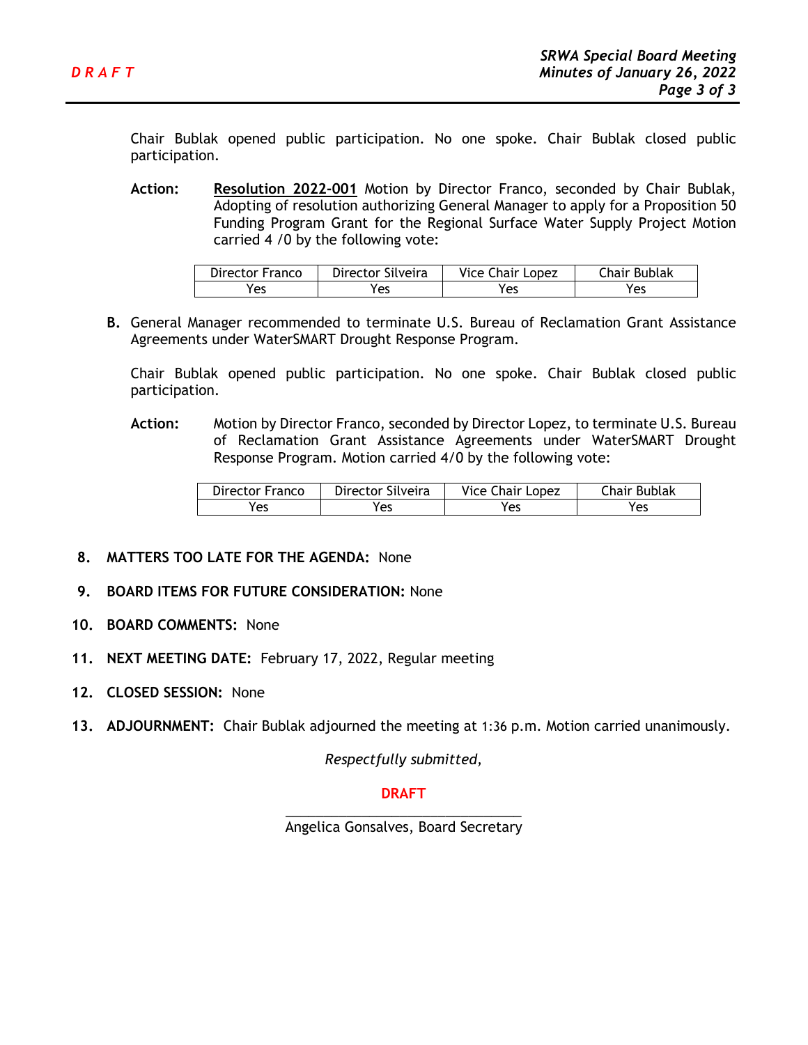**D R A F T**

Chair Bublak opened public participation. No one spoke. Chair Bublak closed public participation.

**Action:** **Resolution 2022-001** Motion by Director Franco, seconded by Chair Bublak, Adopting of resolution authorizing General Manager to apply for a Proposition 50 Funding Program Grant for the Regional Surface Water Supply Project Motion carried 4 /0 by the following vote:

| Director Franco | Director Silveira | Vice Chair Lopez | Chair Bublak |
|---|---|---|---|
| Yes | Yes | Yes | Yes |

**B.** General Manager recommended to terminate U.S. Bureau of Reclamation Grant Assistance Agreements under WaterSMART Drought Response Program.

Chair Bublak opened public participation. No one spoke. Chair Bublak closed public participation.

**Action:** Motion by Director Franco, seconded by Director Lopez, to terminate U.S. Bureau of Reclamation Grant Assistance Agreements under WaterSMART Drought Response Program. Motion carried 4/0 by the following vote:

| Director Franco | Director Silveira | Vice Chair Lopez | Chair Bublak |
|---|---|---|---|
| Yes | Yes | Yes | Yes |

8. **MATTERS TOO LATE FOR THE AGENDA:** None

9. **BOARD ITEMS FOR FUTURE CONSIDERATION:** None

10. **BOARD COMMENTS:** None

11. **NEXT MEETING DATE:** February 17, 2022, Regular meeting

12. **CLOSED SESSION:** None

13. **ADJOURNMENT:** Chair Bublak adjourned the meeting at 1:36 p.m. Motion carried unanimously.

*Respectfully submitted,*

**DRAFT**

\_\_\_\_\_\_\_\_\_\_\_\_\_\_\_\_\_\_\_\_\_\_\_\_\_\_\_\_\_\_\_\_\_

Angelica Gonsalves, Board Secretary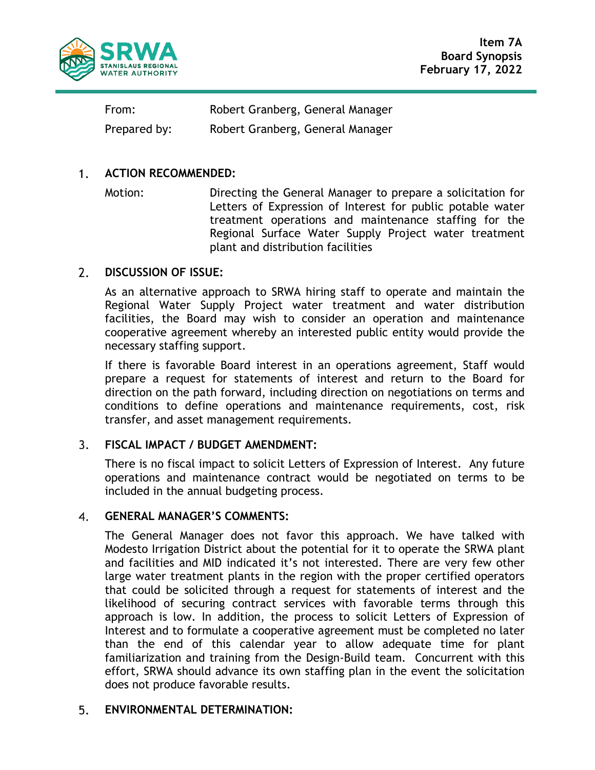**Item 7A**
**Board Synopsis**
**February 17, 2022**

From: Robert Granberg, General Manager

Prepared by: Robert Granberg, General Manager

1. **ACTION RECOMMENDED:**

Motion: Directing the General Manager to prepare a solicitation for Letters of Expression of Interest for public potable water treatment operations and maintenance staffing for the Regional Surface Water Supply Project water treatment plant and distribution facilities

2. **DISCUSSION OF ISSUE:**

As an alternative approach to SRWA hiring staff to operate and maintain the Regional Water Supply Project water treatment and water distribution facilities, the Board may wish to consider an operation and maintenance cooperative agreement whereby an interested public entity would provide the necessary staffing support.

If there is favorable Board interest in an operations agreement, Staff would prepare a request for statements of interest and return to the Board for direction on the path forward, including direction on negotiations on terms and conditions to define operations and maintenance requirements, cost, risk transfer, and asset management requirements.

3. **FISCAL IMPACT / BUDGET AMENDMENT:**

There is no fiscal impact to solicit Letters of Expression of Interest. Any future operations and maintenance contract would be negotiated on terms to be included in the annual budgeting process.

4. **GENERAL MANAGER'S COMMENTS:**

The General Manager does not favor this approach. We have talked with Modesto Irrigation District about the potential for it to operate the SRWA plant and facilities and MID indicated it's not interested. There are very few other large water treatment plants in the region with the proper certified operators that could be solicited through a request for statements of interest and the likelihood of securing contract services with favorable terms through this approach is low. In addition, the process to solicit Letters of Expression of Interest and to formulate a cooperative agreement must be completed no later than the end of this calendar year to allow adequate time for plant familiarization and training from the Design-Build team. Concurrent with this effort, SRWA should advance its own staffing plan in the event the solicitation does not produce favorable results.

5. **ENVIRONMENTAL DETERMINATION:**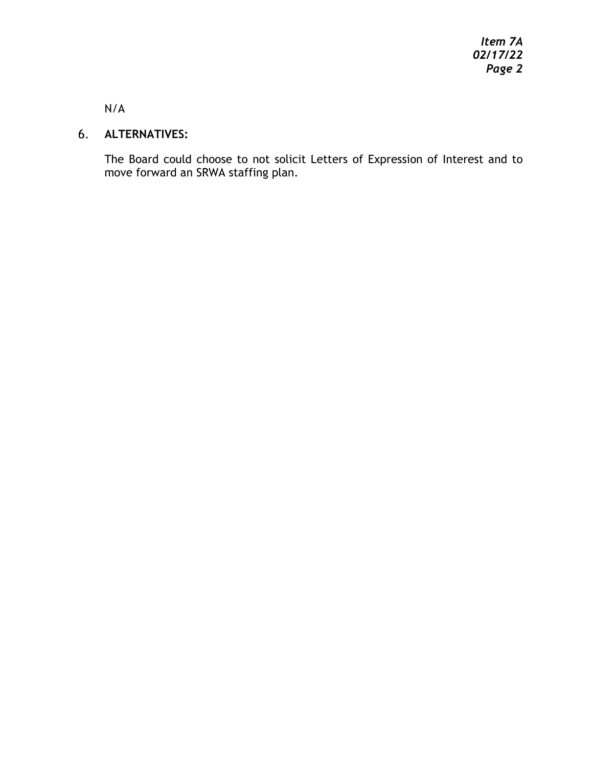N/A

6. **ALTERNATIVES:**

The Board could choose to not solicit Letters of Expression of Interest and to move forward an SRWA staffing plan.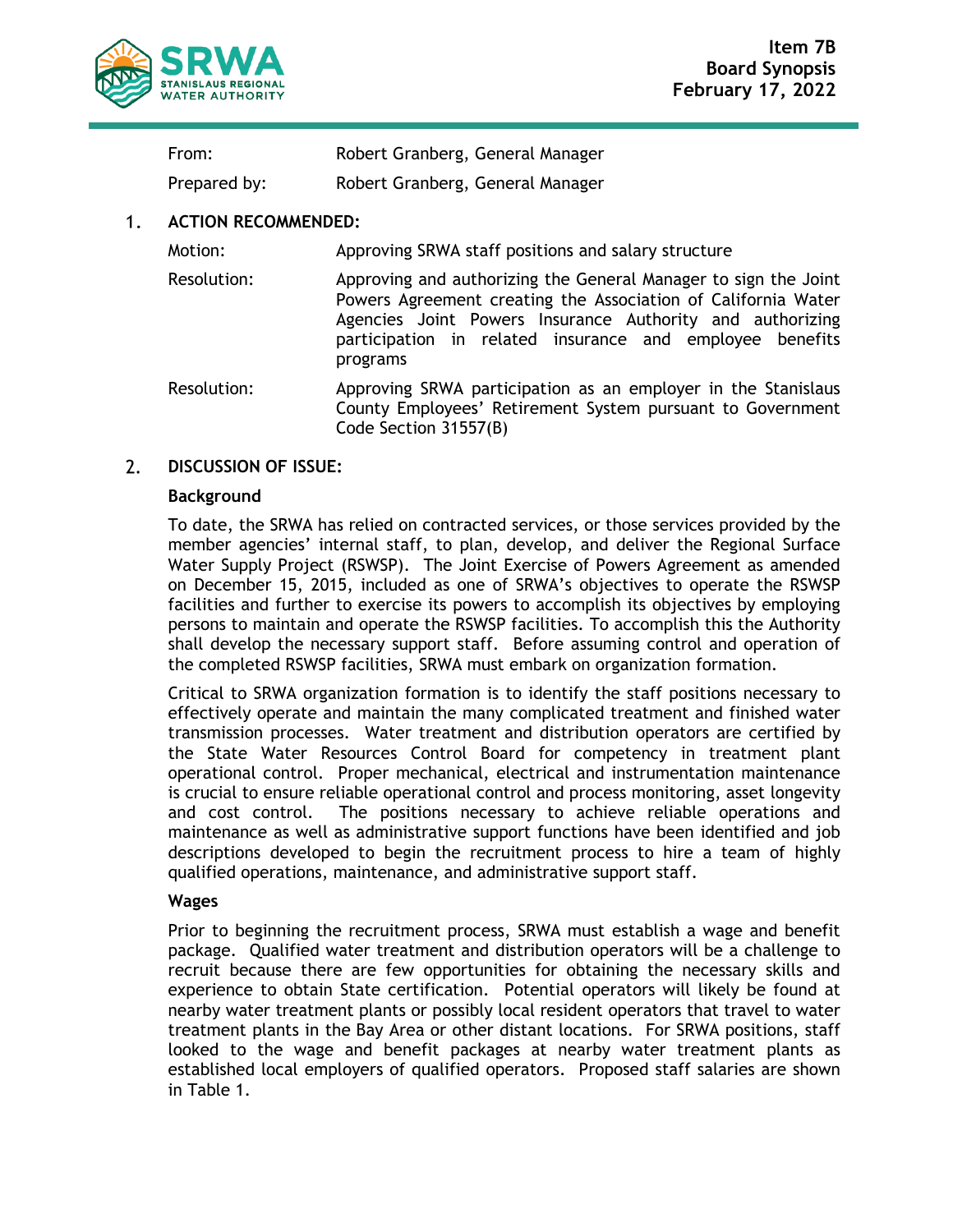**Item 7B**
**Board Synopsis**
**February 17, 2022**

| | |
|---|---|
| From: | Robert Granberg, General Manager |
| Prepared by: | Robert Granberg, General Manager |

## 1. ACTION RECOMMENDED:

| | |
|---|---|
| Motion: | Approving SRWA staff positions and salary structure |
| Resolution: | Approving and authorizing the General Manager to sign the Joint Powers Agreement creating the Association of California Water Agencies Joint Powers Insurance Authority and authorizing participation in related insurance and employee benefits programs |
| Resolution: | Approving SRWA participation as an employer in the Stanislaus County Employees' Retirement System pursuant to Government Code Section 31557(B) |

## 2. DISCUSSION OF ISSUE:

### Background

To date, the SRWA has relied on contracted services, or those services provided by the member agencies' internal staff, to plan, develop, and deliver the Regional Surface Water Supply Project (RSWSP). The Joint Exercise of Powers Agreement as amended on December 15, 2015, included as one of SRWA's objectives to operate the RSWSP facilities and further to exercise its powers to accomplish its objectives by employing persons to maintain and operate the RSWSP facilities. To accomplish this the Authority shall develop the necessary support staff. Before assuming control and operation of the completed RSWSP facilities, SRWA must embark on organization formation.

Critical to SRWA organization formation is to identify the staff positions necessary to effectively operate and maintain the many complicated treatment and finished water transmission processes. Water treatment and distribution operators are certified by the State Water Resources Control Board for competency in treatment plant operational control. Proper mechanical, electrical and instrumentation maintenance is crucial to ensure reliable operational control and process monitoring, asset longevity and cost control. The positions necessary to achieve reliable operations and maintenance as well as administrative support functions have been identified and job descriptions developed to begin the recruitment process to hire a team of highly qualified operations, maintenance, and administrative support staff.

### Wages

Prior to beginning the recruitment process, SRWA must establish a wage and benefit package. Qualified water treatment and distribution operators will be a challenge to recruit because there are few opportunities for obtaining the necessary skills and experience to obtain State certification. Potential operators will likely be found at nearby water treatment plants or possibly local resident operators that travel to water treatment plants in the Bay Area or other distant locations. For SRWA positions, staff looked to the wage and benefit packages at nearby water treatment plants as established local employers of qualified operators. Proposed staff salaries are shown in Table 1.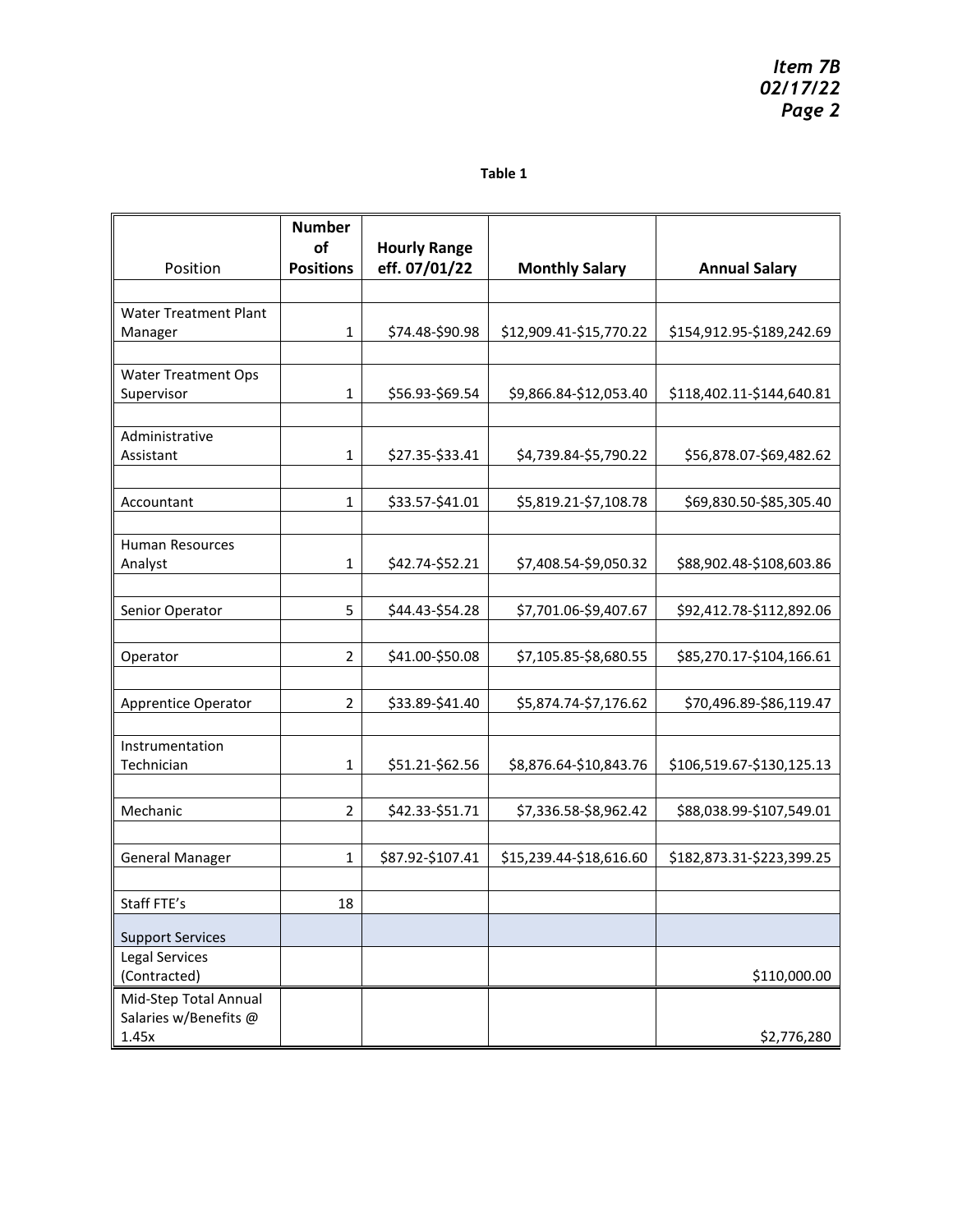**Table 1**

| Position | Number of Positions | Hourly Range eff. 07/01/22 | Monthly Salary | Annual Salary |
|---|---|---|---|---|
| Water Treatment Plant Manager | 1 | $74.48-$90.98 | $12,909.41-$15,770.22 | $154,912.95-$189,242.69 |
| Water Treatment Ops Supervisor | 1 | $56.93-$69.54 | $9,866.84-$12,053.40 | $118,402.11-$144,640.81 |
| Administrative Assistant | 1 | $27.35-$33.41 | $4,739.84-$5,790.22 | $56,878.07-$69,482.62 |
| Accountant | 1 | $33.57-$41.01 | $5,819.21-$7,108.78 | $69,830.50-$85,305.40 |
| Human Resources Analyst | 1 | $42.74-$52.21 | $7,408.54-$9,050.32 | $88,902.48-$108,603.86 |
| Senior Operator | 5 | $44.43-$54.28 | $7,701.06-$9,407.67 | $92,412.78-$112,892.06 |
| Operator | 2 | $41.00-$50.08 | $7,105.85-$8,680.55 | $85,270.17-$104,166.61 |
| Apprentice Operator | 2 | $33.89-$41.40 | $5,874.74-$7,176.62 | $70,496.89-$86,119.47 |
| Instrumentation Technician | 1 | $51.21-$62.56 | $8,876.64-$10,843.76 | $106,519.67-$130,125.13 |
| Mechanic | 2 | $42.33-$51.71 | $7,336.58-$8,962.42 | $88,038.99-$107,549.01 |
| General Manager | 1 | $87.92-$107.41 | $15,239.44-$18,616.60 | $182,873.31-$223,399.25 |
| Staff FTE's | 18 | | | |
| Support Services | | | | |
| Legal Services (Contracted) | | | | $110,000.00 |
| Mid-Step Total Annual Salaries w/Benefits @ 1.45x | | | | $2,776,280 |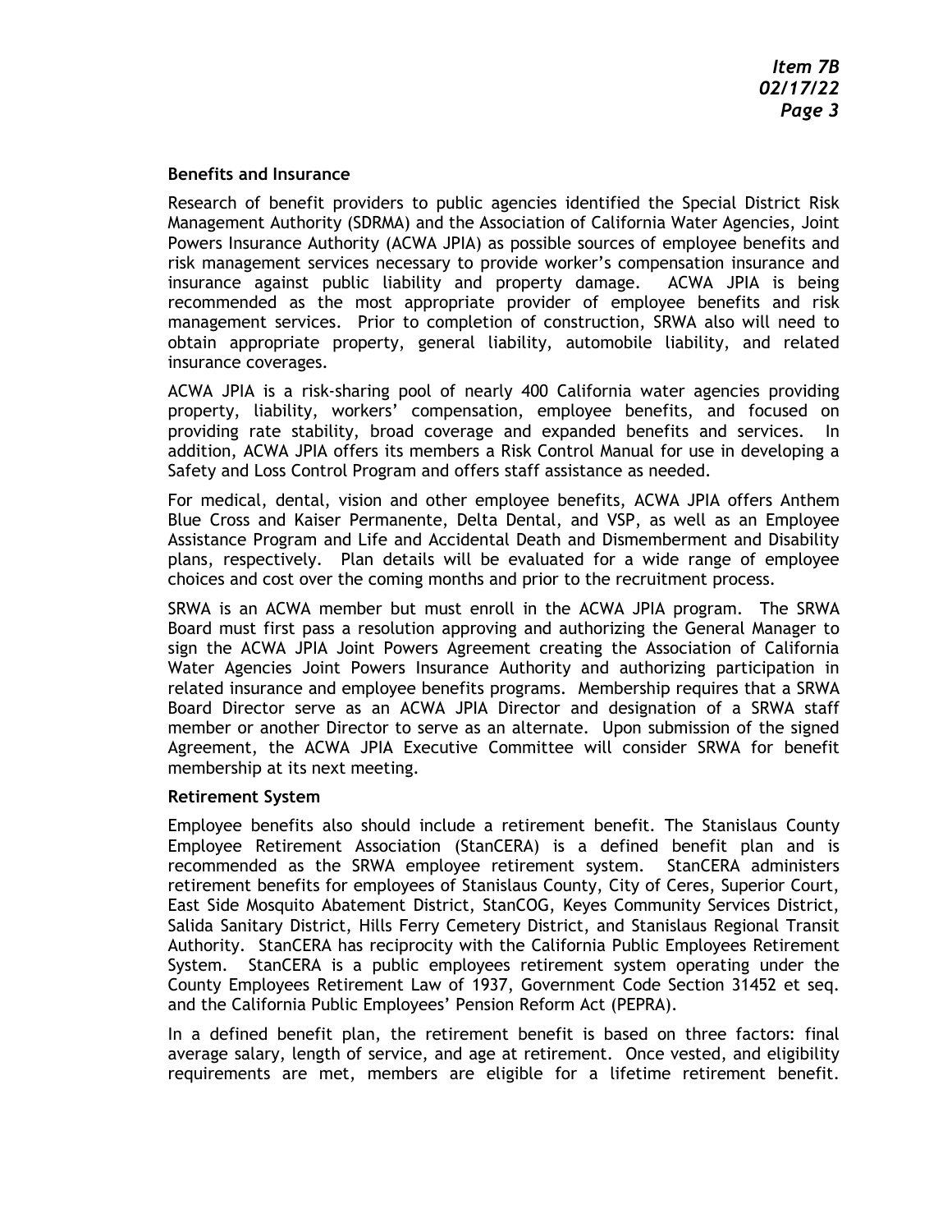**Benefits and Insurance**

Research of benefit providers to public agencies identified the Special District Risk Management Authority (SDRMA) and the Association of California Water Agencies, Joint Powers Insurance Authority (ACWA JPIA) as possible sources of employee benefits and risk management services necessary to provide worker's compensation insurance and insurance against public liability and property damage. ACWA JPIA is being recommended as the most appropriate provider of employee benefits and risk management services. Prior to completion of construction, SRWA also will need to obtain appropriate property, general liability, automobile liability, and related insurance coverages.

ACWA JPIA is a risk-sharing pool of nearly 400 California water agencies providing property, liability, workers' compensation, employee benefits, and focused on providing rate stability, broad coverage and expanded benefits and services. In addition, ACWA JPIA offers its members a Risk Control Manual for use in developing a Safety and Loss Control Program and offers staff assistance as needed.

For medical, dental, vision and other employee benefits, ACWA JPIA offers Anthem Blue Cross and Kaiser Permanente, Delta Dental, and VSP, as well as an Employee Assistance Program and Life and Accidental Death and Dismemberment and Disability plans, respectively. Plan details will be evaluated for a wide range of employee choices and cost over the coming months and prior to the recruitment process.

SRWA is an ACWA member but must enroll in the ACWA JPIA program. The SRWA Board must first pass a resolution approving and authorizing the General Manager to sign the ACWA JPIA Joint Powers Agreement creating the Association of California Water Agencies Joint Powers Insurance Authority and authorizing participation in related insurance and employee benefits programs. Membership requires that a SRWA Board Director serve as an ACWA JPIA Director and designation of a SRWA staff member or another Director to serve as an alternate. Upon submission of the signed Agreement, the ACWA JPIA Executive Committee will consider SRWA for benefit membership at its next meeting.

**Retirement System**

Employee benefits also should include a retirement benefit. The Stanislaus County Employee Retirement Association (StanCERA) is a defined benefit plan and is recommended as the SRWA employee retirement system. StanCERA administers retirement benefits for employees of Stanislaus County, City of Ceres, Superior Court, East Side Mosquito Abatement District, StanCOG, Keyes Community Services District, Salida Sanitary District, Hills Ferry Cemetery District, and Stanislaus Regional Transit Authority. StanCERA has reciprocity with the California Public Employees Retirement System. StanCERA is a public employees retirement system operating under the County Employees Retirement Law of 1937, Government Code Section 31452 et seq. and the California Public Employees' Pension Reform Act (PEPRA).

In a defined benefit plan, the retirement benefit is based on three factors: final average salary, length of service, and age at retirement. Once vested, and eligibility requirements are met, members are eligible for a lifetime retirement benefit.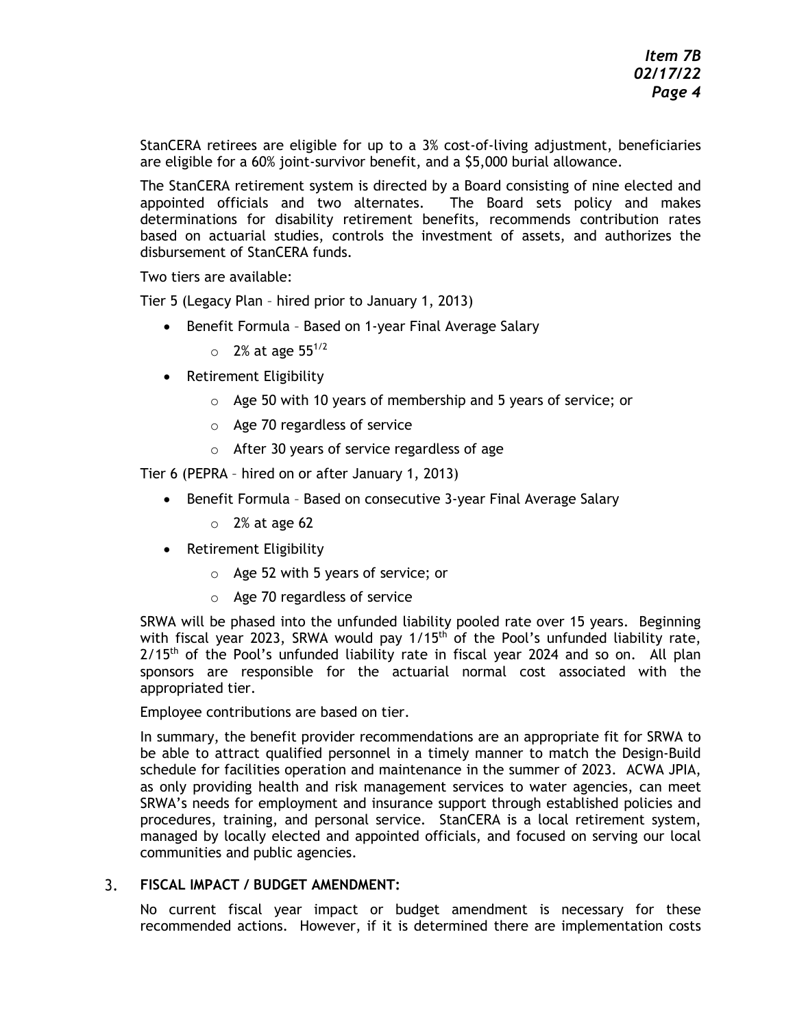StanCERA retirees are eligible for up to a 3% cost-of-living adjustment, beneficiaries are eligible for a 60% joint-survivor benefit, and a $5,000 burial allowance.

The StanCERA retirement system is directed by a Board consisting of nine elected and appointed officials and two alternates. The Board sets policy and makes determinations for disability retirement benefits, recommends contribution rates based on actuarial studies, controls the investment of assets, and authorizes the disbursement of StanCERA funds.

Two tiers are available:

Tier 5 (Legacy Plan – hired prior to January 1, 2013)

- Benefit Formula – Based on 1-year Final Average Salary
  - 2% at age $55^{1/2}$
- Retirement Eligibility
  - Age 50 with 10 years of membership and 5 years of service; or
  - Age 70 regardless of service
  - After 30 years of service regardless of age

Tier 6 (PEPRA – hired on or after January 1, 2013)

- Benefit Formula – Based on consecutive 3-year Final Average Salary
  - 2% at age 62
- Retirement Eligibility
  - Age 52 with 5 years of service; or
  - Age 70 regardless of service

SRWA will be phased into the unfunded liability pooled rate over 15 years. Beginning with fiscal year 2023, SRWA would pay $1/15^{th}$ of the Pool's unfunded liability rate, $2/15^{th}$ of the Pool's unfunded liability rate in fiscal year 2024 and so on. All plan sponsors are responsible for the actuarial normal cost associated with the appropriated tier.

Employee contributions are based on tier.

In summary, the benefit provider recommendations are an appropriate fit for SRWA to be able to attract qualified personnel in a timely manner to match the Design-Build schedule for facilities operation and maintenance in the summer of 2023. ACWA JPIA, as only providing health and risk management services to water agencies, can meet SRWA's needs for employment and insurance support through established policies and procedures, training, and personal service. StanCERA is a local retirement system, managed by locally elected and appointed officials, and focused on serving our local communities and public agencies.

3. **FISCAL IMPACT / BUDGET AMENDMENT:**

No current fiscal year impact or budget amendment is necessary for these recommended actions. However, if it is determined there are implementation costs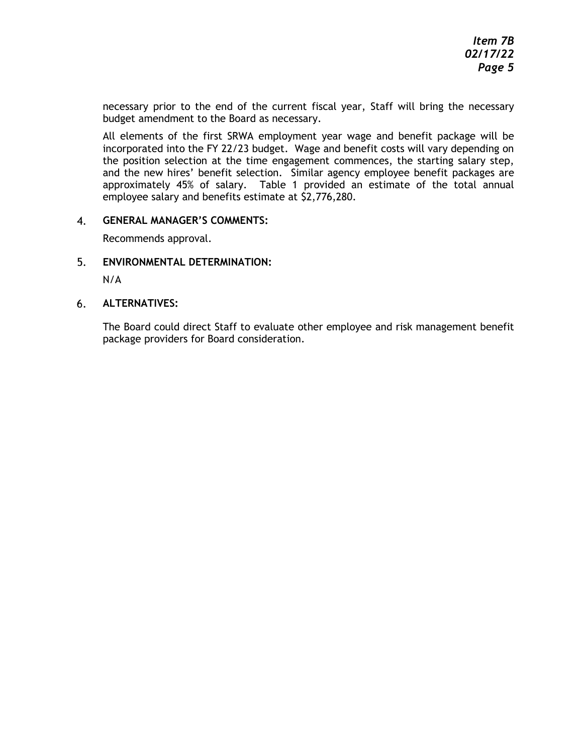necessary prior to the end of the current fiscal year, Staff will bring the necessary budget amendment to the Board as necessary.

All elements of the first SRWA employment year wage and benefit package will be incorporated into the FY 22/23 budget. Wage and benefit costs will vary depending on the position selection at the time engagement commences, the starting salary step, and the new hires' benefit selection. Similar agency employee benefit packages are approximately 45% of salary. Table 1 provided an estimate of the total annual employee salary and benefits estimate at $2,776,280.

4. **GENERAL MANAGER'S COMMENTS:**

Recommends approval.

5. **ENVIRONMENTAL DETERMINATION:**

N/A

6. **ALTERNATIVES:**

The Board could direct Staff to evaluate other employee and risk management benefit package providers for Board consideration.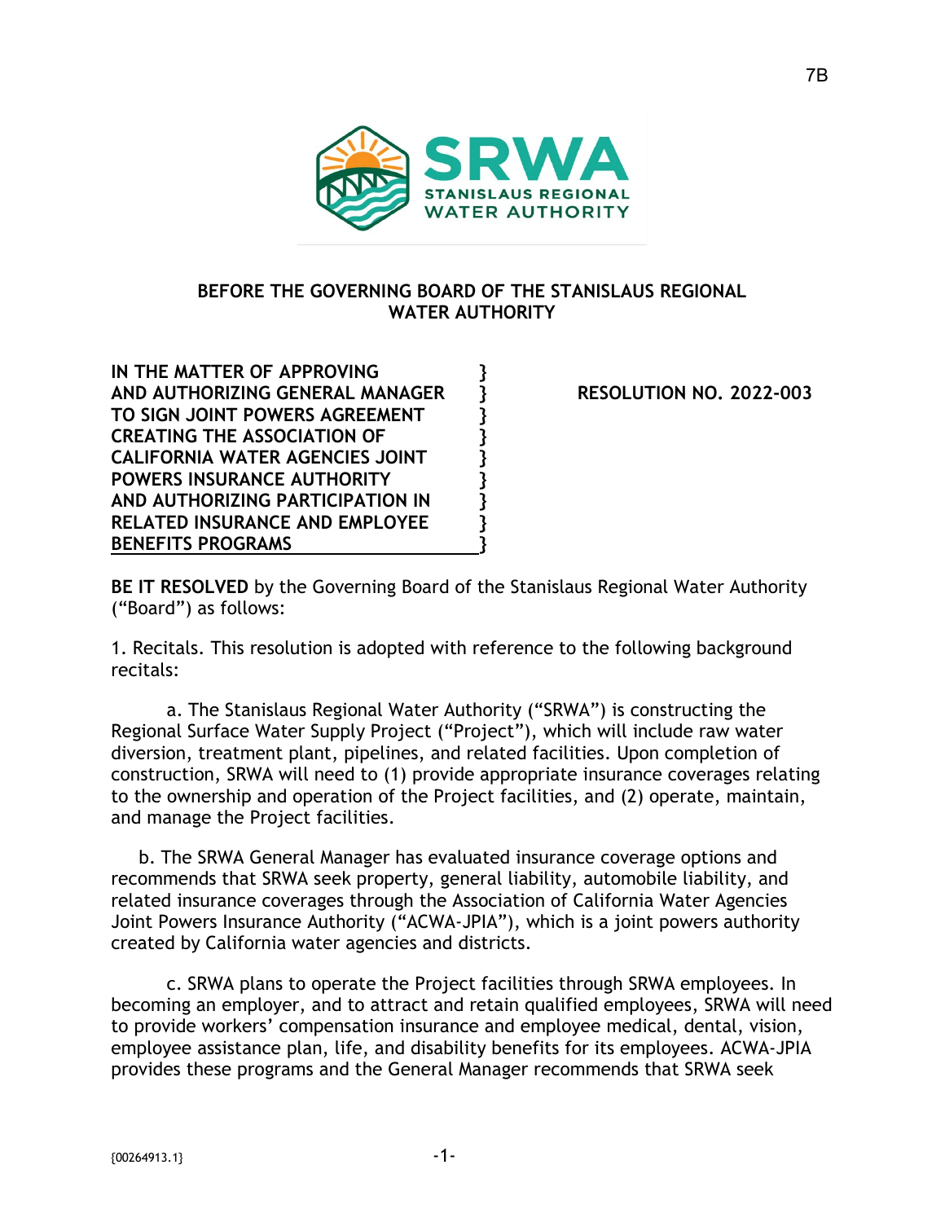**BEFORE THE GOVERNING BOARD OF THE STANISLAUS REGIONAL WATER AUTHORITY**

| | |
|---|---|
| **IN THE MATTER OF APPROVING AND AUTHORIZING GENERAL MANAGER TO SIGN JOINT POWERS AGREEMENT CREATING THE ASSOCIATION OF CALIFORNIA WATER AGENCIES JOINT POWERS INSURANCE AUTHORITY AND AUTHORIZING PARTICIPATION IN RELATED INSURANCE AND EMPLOYEE BENEFITS PROGRAMS** | **RESOLUTION NO. 2022-003** |

**BE IT RESOLVED** by the Governing Board of the Stanislaus Regional Water Authority ("Board") as follows:

1. Recitals. This resolution is adopted with reference to the following background recitals:

a. The Stanislaus Regional Water Authority ("SRWA") is constructing the Regional Surface Water Supply Project ("Project"), which will include raw water diversion, treatment plant, pipelines, and related facilities. Upon completion of construction, SRWA will need to (1) provide appropriate insurance coverages relating to the ownership and operation of the Project facilities, and (2) operate, maintain, and manage the Project facilities.

b. The SRWA General Manager has evaluated insurance coverage options and recommends that SRWA seek property, general liability, automobile liability, and related insurance coverages through the Association of California Water Agencies Joint Powers Insurance Authority ("ACWA-JPIA"), which is a joint powers authority created by California water agencies and districts.

c. SRWA plans to operate the Project facilities through SRWA employees. In becoming an employer, and to attract and retain qualified employees, SRWA will need to provide workers' compensation insurance and employee medical, dental, vision, employee assistance plan, life, and disability benefits for its employees. ACWA-JPIA provides these programs and the General Manager recommends that SRWA seek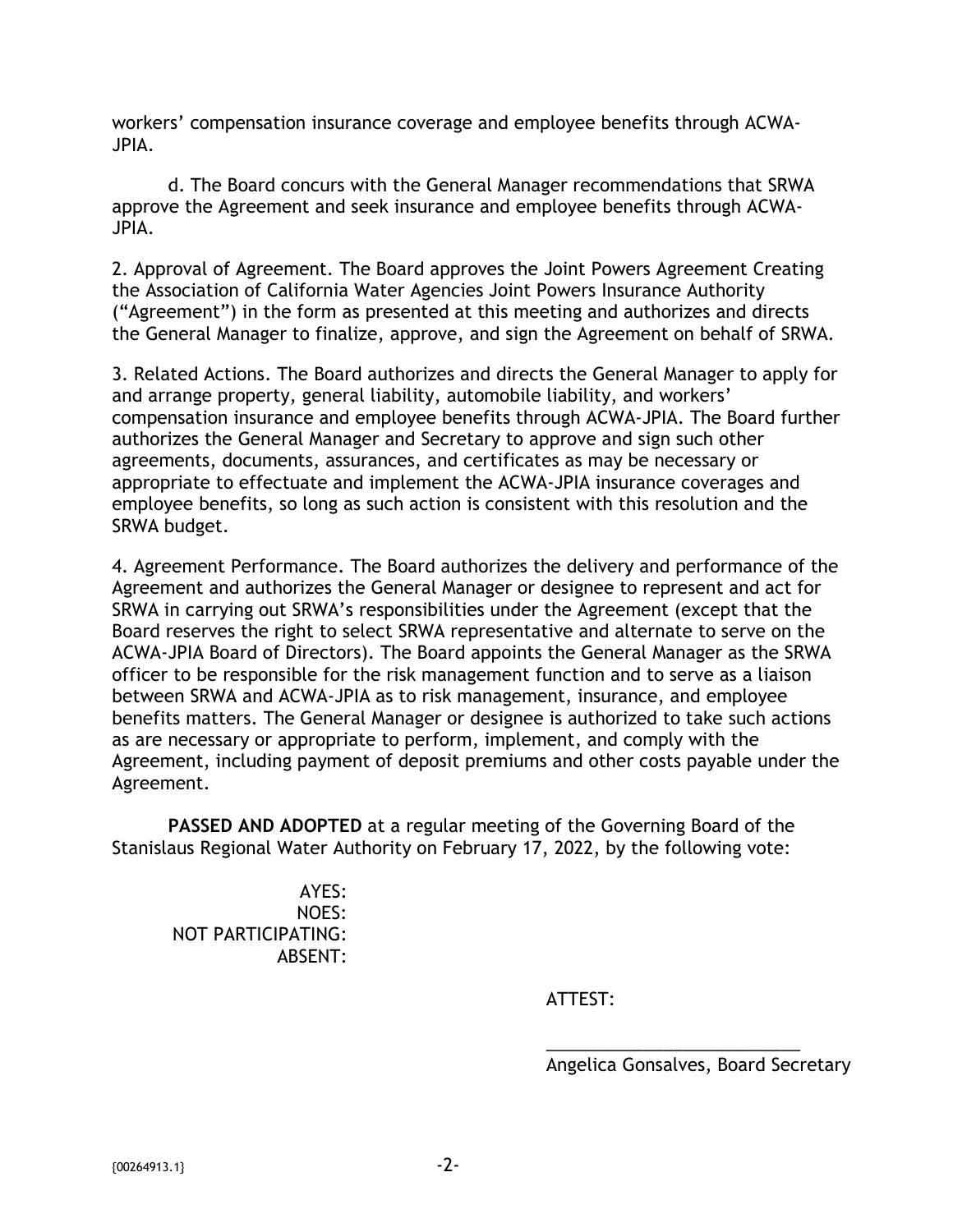workers' compensation insurance coverage and employee benefits through ACWA-JPIA.

d. The Board concurs with the General Manager recommendations that SRWA approve the Agreement and seek insurance and employee benefits through ACWA-JPIA.

2. Approval of Agreement. The Board approves the Joint Powers Agreement Creating the Association of California Water Agencies Joint Powers Insurance Authority ("Agreement") in the form as presented at this meeting and authorizes and directs the General Manager to finalize, approve, and sign the Agreement on behalf of SRWA.

3. Related Actions. The Board authorizes and directs the General Manager to apply for and arrange property, general liability, automobile liability, and workers' compensation insurance and employee benefits through ACWA-JPIA. The Board further authorizes the General Manager and Secretary to approve and sign such other agreements, documents, assurances, and certificates as may be necessary or appropriate to effectuate and implement the ACWA-JPIA insurance coverages and employee benefits, so long as such action is consistent with this resolution and the SRWA budget.

4. Agreement Performance. The Board authorizes the delivery and performance of the Agreement and authorizes the General Manager or designee to represent and act for SRWA in carrying out SRWA's responsibilities under the Agreement (except that the Board reserves the right to select SRWA representative and alternate to serve on the ACWA-JPIA Board of Directors). The Board appoints the General Manager as the SRWA officer to be responsible for the risk management function and to serve as a liaison between SRWA and ACWA-JPIA as to risk management, insurance, and employee benefits matters. The General Manager or designee is authorized to take such actions as are necessary or appropriate to perform, implement, and comply with the Agreement, including payment of deposit premiums and other costs payable under the Agreement.

**PASSED AND ADOPTED** at a regular meeting of the Governing Board of the Stanislaus Regional Water Authority on February 17, 2022, by the following vote:

AYES:
NOES:
NOT PARTICIPATING:
ABSENT:

ATTEST:

\_\_\_\_\_\_\_\_\_\_\_\_\_\_\_\_\_\_\_\_\_\_\_\_\_\_\_\_
Angelica Gonsalves, Board Secretary

{00264913.1}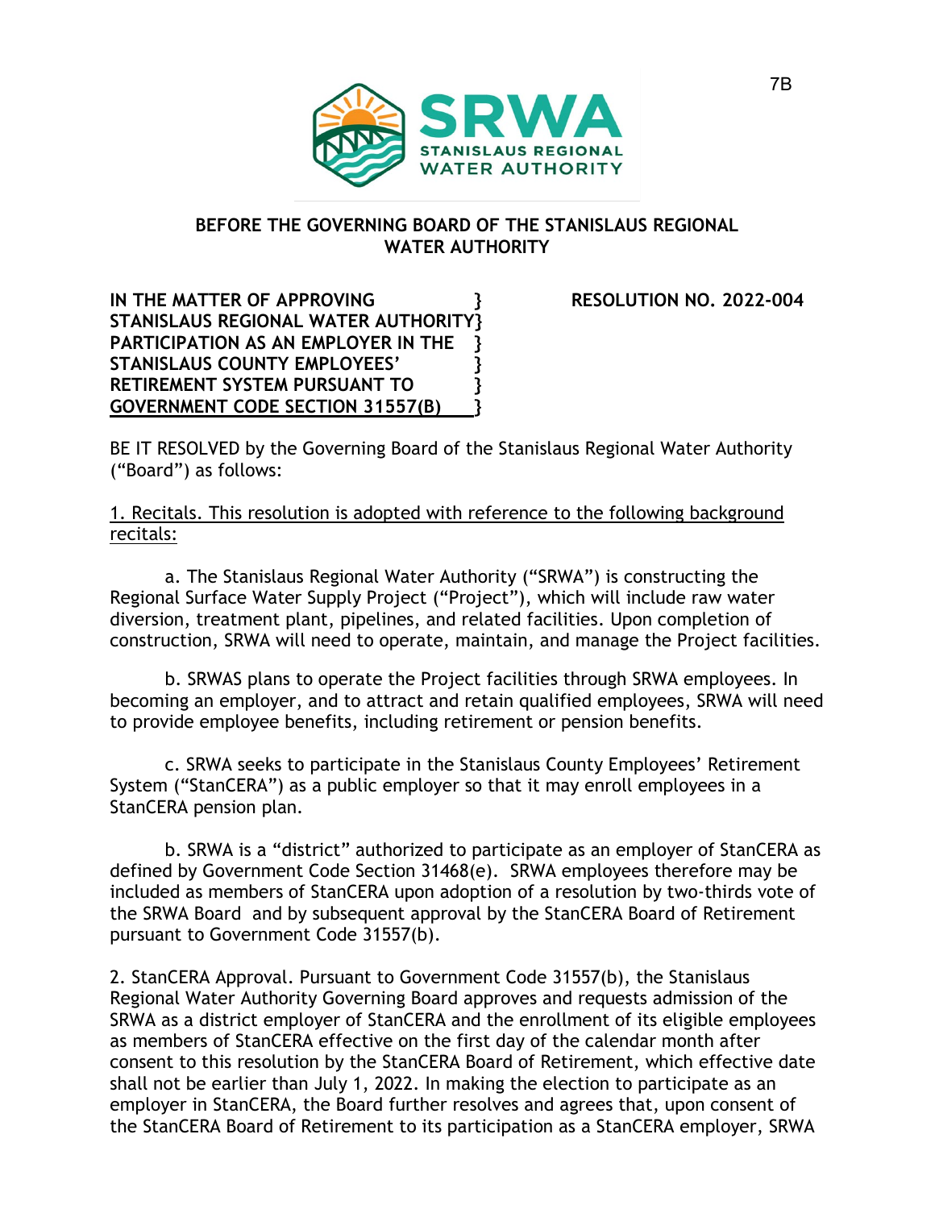STANISLAUS REGIONAL WATER AUTHORITY

**BEFORE THE GOVERNING BOARD OF THE STANISLAUS REGIONAL WATER AUTHORITY**

**IN THE MATTER OF APPROVING STANISLAUS REGIONAL WATER AUTHORITY PARTICIPATION AS AN EMPLOYER IN THE STANISLAUS COUNTY EMPLOYEES' RETIREMENT SYSTEM PURSUANT TO GOVERNMENT CODE SECTION 31557(B)**

**RESOLUTION NO. 2022-004**

BE IT RESOLVED by the Governing Board of the Stanislaus Regional Water Authority ("Board") as follows:

1. Recitals. This resolution is adopted with reference to the following background recitals:

a. The Stanislaus Regional Water Authority ("SRWA") is constructing the Regional Surface Water Supply Project ("Project"), which will include raw water diversion, treatment plant, pipelines, and related facilities. Upon completion of construction, SRWA will need to operate, maintain, and manage the Project facilities.

b. SRWAS plans to operate the Project facilities through SRWA employees. In becoming an employer, and to attract and retain qualified employees, SRWA will need to provide employee benefits, including retirement or pension benefits.

c. SRWA seeks to participate in the Stanislaus County Employees' Retirement System ("StanCERA") as a public employer so that it may enroll employees in a StanCERA pension plan.

b. SRWA is a "district" authorized to participate as an employer of StanCERA as defined by Government Code Section 31468(e). SRWA employees therefore may be included as members of StanCERA upon adoption of a resolution by two-thirds vote of the SRWA Board and by subsequent approval by the StanCERA Board of Retirement pursuant to Government Code 31557(b).

2. StanCERA Approval. Pursuant to Government Code 31557(b), the Stanislaus Regional Water Authority Governing Board approves and requests admission of the SRWA as a district employer of StanCERA and the enrollment of its eligible employees as members of StanCERA effective on the first day of the calendar month after consent to this resolution by the StanCERA Board of Retirement, which effective date shall not be earlier than July 1, 2022. In making the election to participate as an employer in StanCERA, the Board further resolves and agrees that, upon consent of the StanCERA Board of Retirement to its participation as a StanCERA employer, SRWA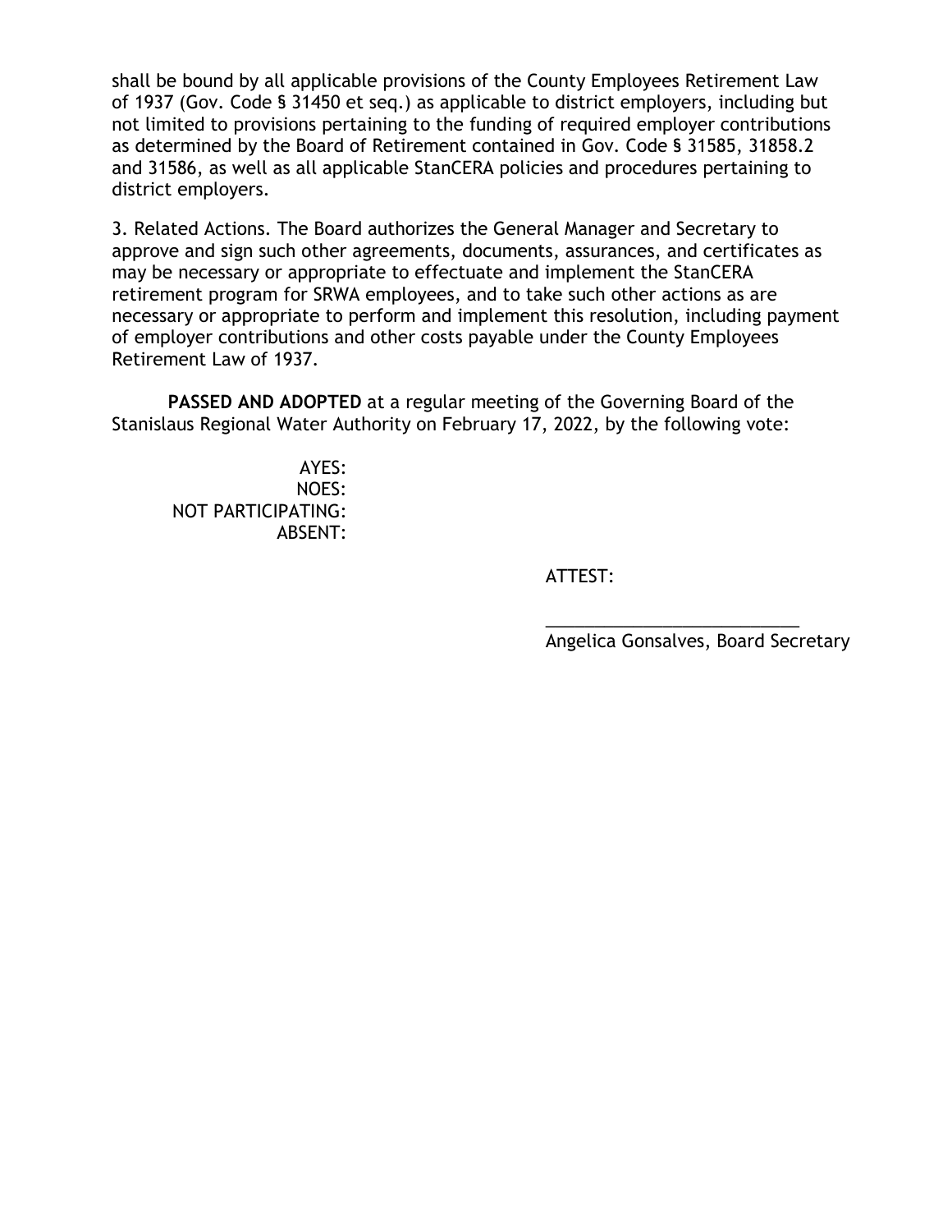shall be bound by all applicable provisions of the County Employees Retirement Law of 1937 (Gov. Code § 31450 et seq.) as applicable to district employers, including but not limited to provisions pertaining to the funding of required employer contributions as determined by the Board of Retirement contained in Gov. Code § 31585, 31858.2 and 31586, as well as all applicable StanCERA policies and procedures pertaining to district employers.

3. Related Actions. The Board authorizes the General Manager and Secretary to approve and sign such other agreements, documents, assurances, and certificates as may be necessary or appropriate to effectuate and implement the StanCERA retirement program for SRWA employees, and to take such other actions as are necessary or appropriate to perform and implement this resolution, including payment of employer contributions and other costs payable under the County Employees Retirement Law of 1937.

**PASSED AND ADOPTED** at a regular meeting of the Governing Board of the Stanislaus Regional Water Authority on February 17, 2022, by the following vote:

AYES:
NOES:
NOT PARTICIPATING:
ABSENT:

ATTEST:

___________________________
Angelica Gonsalves, Board Secretary